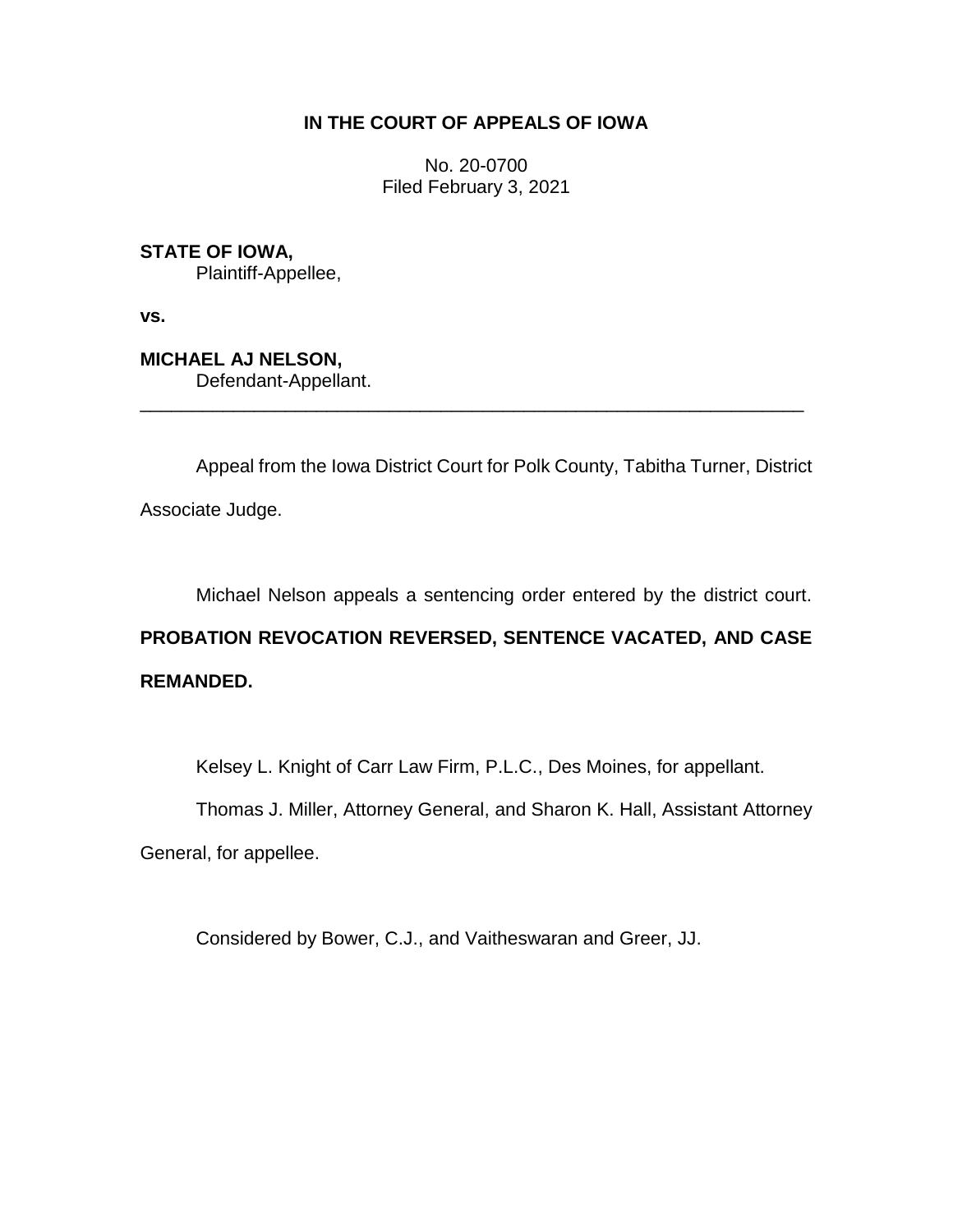**IN THE COURT OF APPEALS OF IOWA**

No. 20-0700
Filed February 3, 2021

**STATE OF IOWA,**
Plaintiff-Appellee,

**vs.**

**MICHAEL AJ NELSON,**
Defendant-Appellant.

---

Appeal from the Iowa District Court for Polk County, Tabitha Turner, District Associate Judge.

Michael Nelson appeals a sentencing order entered by the district court.

**PROBATION REVOCATION REVERSED, SENTENCE VACATED, AND CASE REMANDED.**

Kelsey L. Knight of Carr Law Firm, P.L.C., Des Moines, for appellant.

Thomas J. Miller, Attorney General, and Sharon K. Hall, Assistant Attorney General, for appellee.

Considered by Bower, C.J., and Vaitheswaran and Greer, JJ.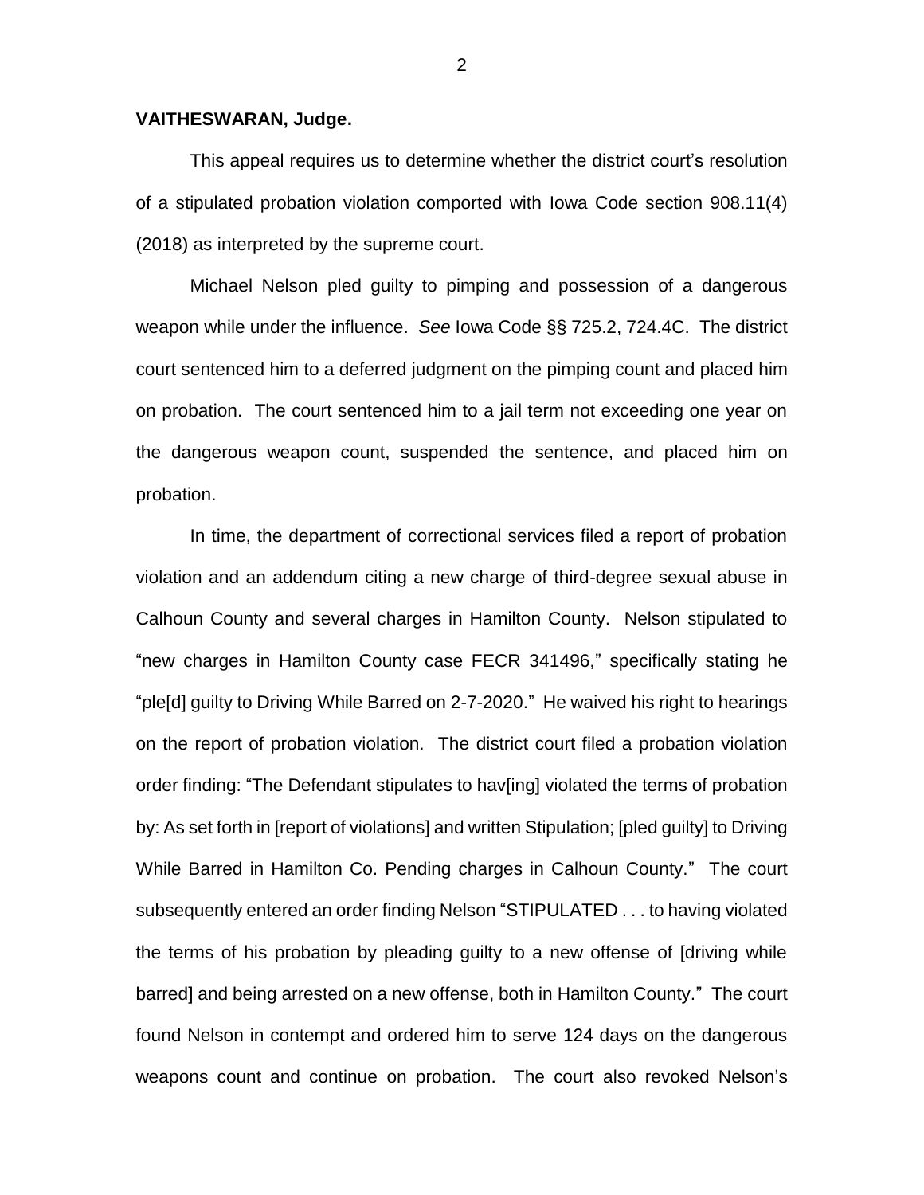**VAITHESWARAN, Judge.**

This appeal requires us to determine whether the district court's resolution of a stipulated probation violation comported with Iowa Code section 908.11(4) (2018) as interpreted by the supreme court.

Michael Nelson pled guilty to pimping and possession of a dangerous weapon while under the influence. *See* Iowa Code §§ 725.2, 724.4C. The district court sentenced him to a deferred judgment on the pimping count and placed him on probation. The court sentenced him to a jail term not exceeding one year on the dangerous weapon count, suspended the sentence, and placed him on probation.

In time, the department of correctional services filed a report of probation violation and an addendum citing a new charge of third-degree sexual abuse in Calhoun County and several charges in Hamilton County. Nelson stipulated to "new charges in Hamilton County case FECR 341496," specifically stating he "ple[d] guilty to Driving While Barred on 2-7-2020." He waived his right to hearings on the report of probation violation. The district court filed a probation violation order finding: "The Defendant stipulates to hav[ing] violated the terms of probation by: As set forth in [report of violations] and written Stipulation; [pled guilty] to Driving While Barred in Hamilton Co. Pending charges in Calhoun County." The court subsequently entered an order finding Nelson "STIPULATED . . . to having violated the terms of his probation by pleading guilty to a new offense of [driving while barred] and being arrested on a new offense, both in Hamilton County." The court found Nelson in contempt and ordered him to serve 124 days on the dangerous weapons count and continue on probation. The court also revoked Nelson's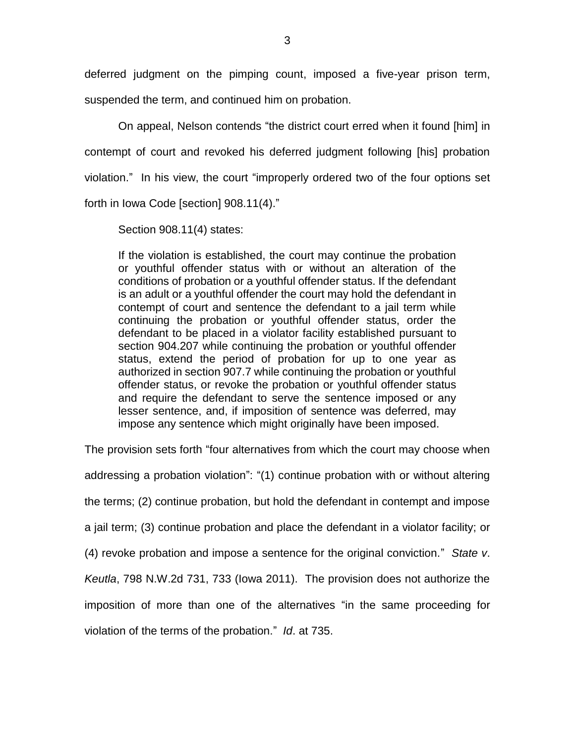deferred judgment on the pimping count, imposed a five-year prison term, suspended the term, and continued him on probation.

On appeal, Nelson contends "the district court erred when it found [him] in contempt of court and revoked his deferred judgment following [his] probation violation." In his view, the court "improperly ordered two of the four options set forth in Iowa Code [section] 908.11(4)."

Section 908.11(4) states:

> If the violation is established, the court may continue the probation or youthful offender status with or without an alteration of the conditions of probation or a youthful offender status. If the defendant is an adult or a youthful offender the court may hold the defendant in contempt of court and sentence the defendant to a jail term while continuing the probation or youthful offender status, order the defendant to be placed in a violator facility established pursuant to section 904.207 while continuing the probation or youthful offender status, extend the period of probation for up to one year as authorized in section 907.7 while continuing the probation or youthful offender status, or revoke the probation or youthful offender status and require the defendant to serve the sentence imposed or any lesser sentence, and, if imposition of sentence was deferred, may impose any sentence which might originally have been imposed.

The provision sets forth "four alternatives from which the court may choose when addressing a probation violation": "(1) continue probation with or without altering the terms; (2) continue probation, but hold the defendant in contempt and impose a jail term; (3) continue probation and place the defendant in a violator facility; or (4) revoke probation and impose a sentence for the original conviction." *State v. Keutla*, 798 N.W.2d 731, 733 (Iowa 2011). The provision does not authorize the imposition of more than one of the alternatives "in the same proceeding for violation of the terms of the probation." *Id*. at 735.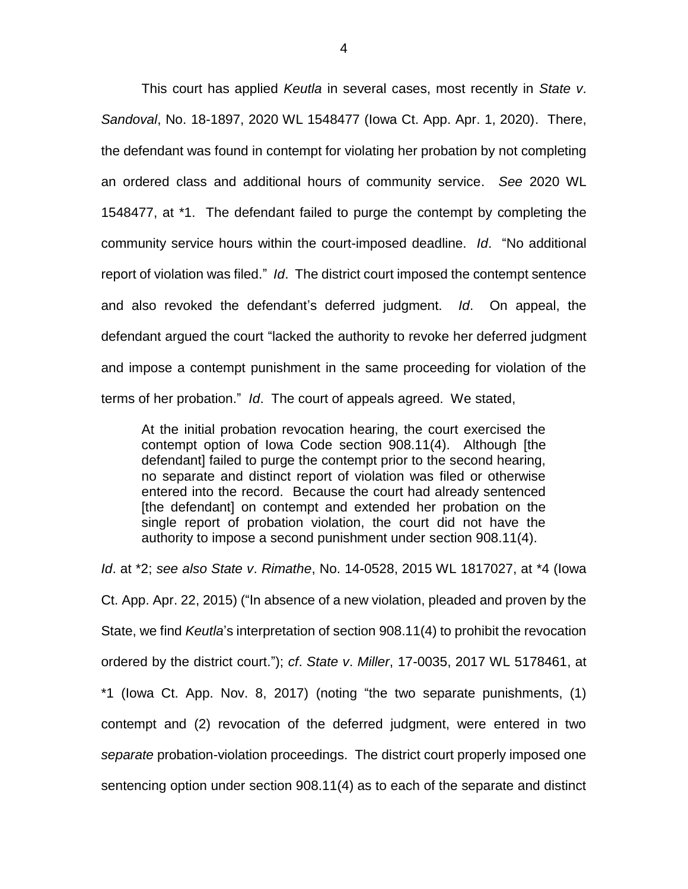This court has applied *Keutla* in several cases, most recently in *State v. Sandoval*, No. 18-1897, 2020 WL 1548477 (Iowa Ct. App. Apr. 1, 2020). There, the defendant was found in contempt for violating her probation by not completing an ordered class and additional hours of community service. *See* 2020 WL 1548477, at *1. The defendant failed to purge the contempt by completing the community service hours within the court-imposed deadline. *Id*. "No additional report of violation was filed." *Id*. The district court imposed the contempt sentence and also revoked the defendant's deferred judgment. *Id*. On appeal, the defendant argued the court "lacked the authority to revoke her deferred judgment and impose a contempt punishment in the same proceeding for violation of the terms of her probation." *Id*. The court of appeals agreed. We stated,

> At the initial probation revocation hearing, the court exercised the contempt option of Iowa Code section 908.11(4). Although [the defendant] failed to purge the contempt prior to the second hearing, no separate and distinct report of violation was filed or otherwise entered into the record. Because the court had already sentenced [the defendant] on contempt and extended her probation on the single report of probation violation, the court did not have the authority to impose a second punishment under section 908.11(4).

*Id*. at *2; *see also State v. Rimathe*, No. 14-0528, 2015 WL 1817027, at *4 (Iowa Ct. App. Apr. 22, 2015) ("In absence of a new violation, pleaded and proven by the State, we find *Keutla*'s interpretation of section 908.11(4) to prohibit the revocation ordered by the district court."); *cf*. *State v. Miller*, 17-0035, 2017 WL 5178461, at *1 (Iowa Ct. App. Nov. 8, 2017) (noting "the two separate punishments, (1) contempt and (2) revocation of the deferred judgment, were entered in two *separate* probation-violation proceedings. The district court properly imposed one sentencing option under section 908.11(4) as to each of the separate and distinct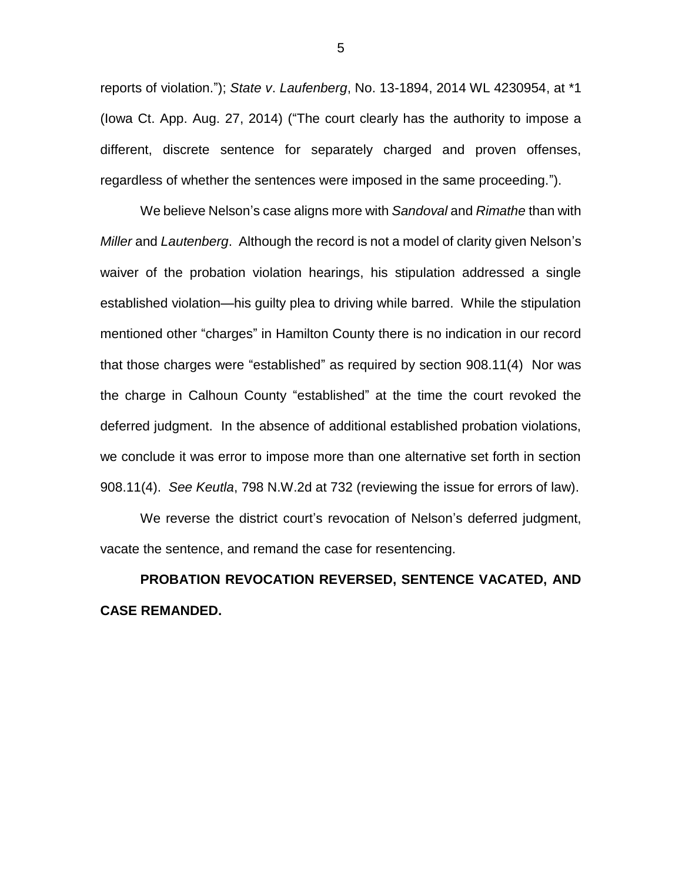reports of violation."); *State v. Laufenberg*, No. 13-1894, 2014 WL 4230954, at *1 (Iowa Ct. App. Aug. 27, 2014) ("The court clearly has the authority to impose a different, discrete sentence for separately charged and proven offenses, regardless of whether the sentences were imposed in the same proceeding.").

We believe Nelson's case aligns more with *Sandoval* and *Rimathe* than with *Miller* and *Lautenberg*. Although the record is not a model of clarity given Nelson's waiver of the probation violation hearings, his stipulation addressed a single established violation—his guilty plea to driving while barred. While the stipulation mentioned other "charges" in Hamilton County there is no indication in our record that those charges were "established" as required by section 908.11(4) Nor was the charge in Calhoun County "established" at the time the court revoked the deferred judgment. In the absence of additional established probation violations, we conclude it was error to impose more than one alternative set forth in section 908.11(4). *See Keutla*, 798 N.W.2d at 732 (reviewing the issue for errors of law).

We reverse the district court's revocation of Nelson's deferred judgment, vacate the sentence, and remand the case for resentencing.

**PROBATION REVOCATION REVERSED, SENTENCE VACATED, AND CASE REMANDED.**